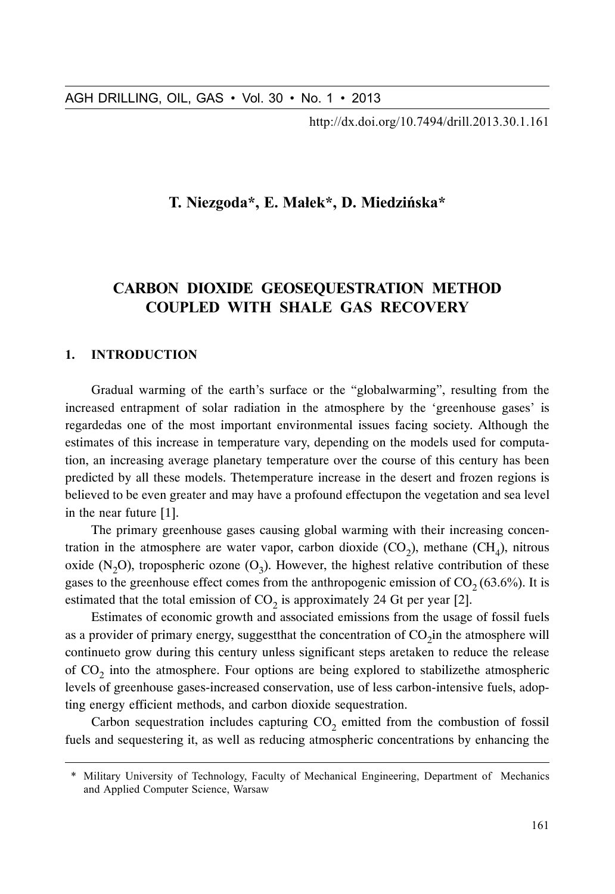# T. Niezgoda*, E. Małek*, D. Miedzińska*

# CARBON DIOXIDE GEOSEQUESTRATION METHOD COUPLED WITH SHALE GAS RECOVERY

## 1. INTRODUCTION

Gradual warming of the earth's surface or the "globalwarming", resulting from the increased entrapment of solar radiation in the atmosphere by the 'greenhouse gases' is regardedas one of the most important environmental issues facing society. Although the estimates of this increase in temperature vary, depending on the models used for computation, an increasing average planetary temperature over the course of this century has been predicted by all these models. Thetemperature increase in the desert and frozen regions is believed to be even greater and may have a profound effectupon the vegetation and sea level in the near future [1].

The primary greenhouse gases causing global warming with their increasing concentration in the atmosphere are water vapor, carbon dioxide ($CO_2$), methane ($CH_4$), nitrous oxide ($N_2O$), tropospheric ozone ($O_3$). However, the highest relative contribution of these gases to the greenhouse effect comes from the anthropogenic emission of $CO_2$ (63.6%). It is estimated that the total emission of $CO_2$ is approximately 24 Gt per year [2].

Estimates of economic growth and associated emissions from the usage of fossil fuels as a provider of primary energy, suggestthat the concentration of $CO_2$in the atmosphere will continueto grow during this century unless significant steps aretaken to reduce the release of $CO_2$ into the atmosphere. Four options are being explored to stabilizethe atmospheric levels of greenhouse gases-increased conservation, use of less carbon-intensive fuels, adopting energy efficient methods, and carbon dioxide sequestration.

Carbon sequestration includes capturing $CO_2$ emitted from the combustion of fossil fuels and sequestering it, as well as reducing atmospheric concentrations by enhancing the

---

\* Military University of Technology, Faculty of Mechanical Engineering, Department of Mechanics and Applied Computer Science, Warsaw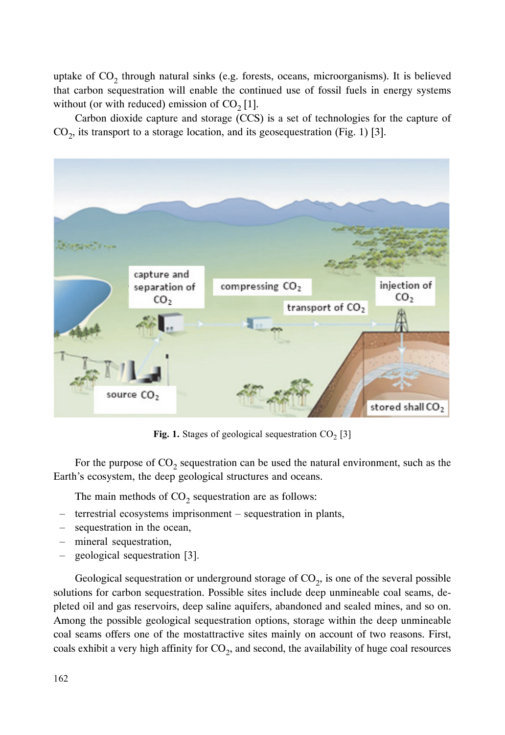uptake of $CO_2$ through natural sinks (e.g. forests, oceans, microorganisms). It is believed that carbon sequestration will enable the continued use of fossil fuels in energy systems without (or with reduced) emission of $CO_2$ [1].

Carbon dioxide capture and storage (CCS) is a set of technologies for the capture of $CO_2$, its transport to a storage location, and its geosequestration (Fig. 1) [3].

**Fig. 1.** Stages of geological sequestration $CO_2$ [3]

For the purpose of $CO_2$ sequestration can be used the natural environment, such as the Earth's ecosystem, the deep geological structures and oceans.

The main methods of $CO_2$ sequestration are as follows:

- terrestrial ecosystems imprisonment – sequestration in plants,
- sequestration in the ocean,
- mineral sequestration,
- geological sequestration [3].

Geological sequestration or underground storage of $CO_2$, is one of the several possible solutions for carbon sequestration. Possible sites include deep unmineable coal seams, depleted oil and gas reservoirs, deep saline aquifers, abandoned and sealed mines, and so on. Among the possible geological sequestration options, storage within the deep unmineable coal seams offers one of the mostattractive sites mainly on account of two reasons. First, coals exhibit a very high affinity for $CO_2$, and second, the availability of huge coal resources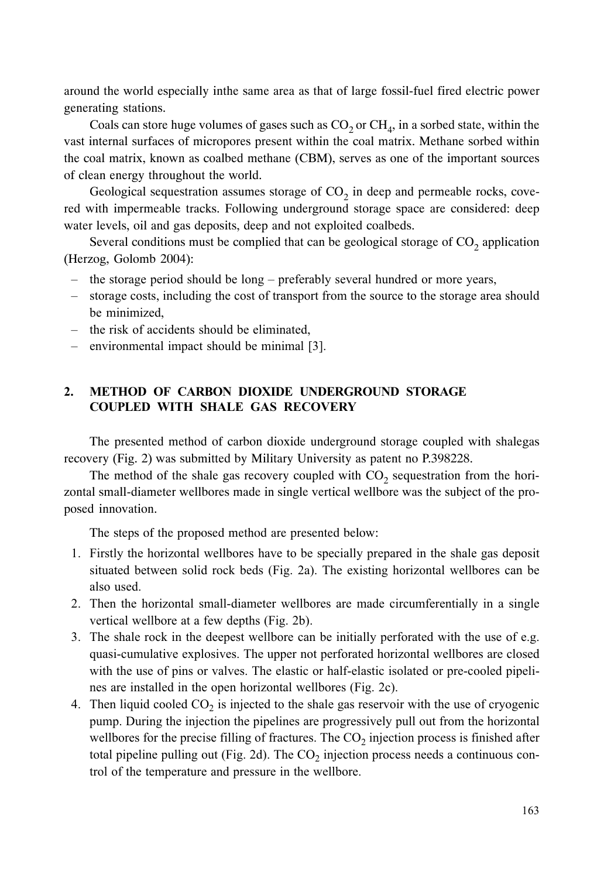around the world especially inthe same area as that of large fossil-fuel fired electric power generating stations.

Coals can store huge volumes of gases such as $CO_2$ or $CH_4$, in a sorbed state, within the vast internal surfaces of micropores present within the coal matrix. Methane sorbed within the coal matrix, known as coalbed methane (CBM), serves as one of the important sources of clean energy throughout the world.

Geological sequestration assumes storage of $CO_2$ in deep and permeable rocks, covered with impermeable tracks. Following underground storage space are considered: deep water levels, oil and gas deposits, deep and not exploited coalbeds.

Several conditions must be complied that can be geological storage of $CO_2$ application (Herzog, Golomb 2004):

- the storage period should be long – preferably several hundred or more years,
- storage costs, including the cost of transport from the source to the storage area should be minimized,
- the risk of accidents should be eliminated,
- environmental impact should be minimal [3].

## 2. METHOD OF CARBON DIOXIDE UNDERGROUND STORAGE COUPLED WITH SHALE GAS RECOVERY

The presented method of carbon dioxide underground storage coupled with shalegas recovery (Fig. 2) was submitted by Military University as patent no P.398228.

The method of the shale gas recovery coupled with $CO_2$ sequestration from the horizontal small-diameter wellbores made in single vertical wellbore was the subject of the proposed innovation.

The steps of the proposed method are presented below:

1. Firstly the horizontal wellbores have to be specially prepared in the shale gas deposit situated between solid rock beds (Fig. 2a). The existing horizontal wellbores can be also used.
2. Then the horizontal small-diameter wellbores are made circumferentially in a single vertical wellbore at a few depths (Fig. 2b).
3. The shale rock in the deepest wellbore can be initially perforated with the use of e.g. quasi-cumulative explosives. The upper not perforated horizontal wellbores are closed with the use of pins or valves. The elastic or half-elastic isolated or pre-cooled pipelines are installed in the open horizontal wellbores (Fig. 2c).
4. Then liquid cooled $CO_2$ is injected to the shale gas reservoir with the use of cryogenic pump. During the injection the pipelines are progressively pull out from the horizontal wellbores for the precise filling of fractures. The $CO_2$ injection process is finished after total pipeline pulling out (Fig. 2d). The $CO_2$ injection process needs a continuous control of the temperature and pressure in the wellbore.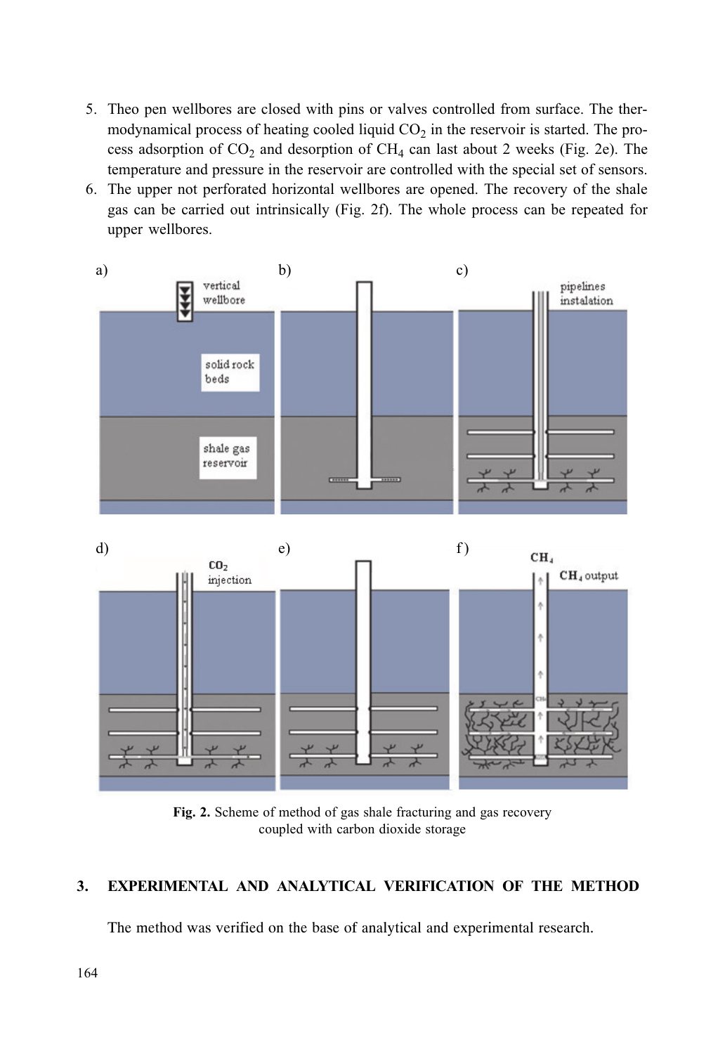5. Theo pen wellbores are closed with pins or valves controlled from surface. The thermodynamical process of heating cooled liquid $CO_2$ in the reservoir is started. The process adsorption of $CO_2$ and desorption of $CH_4$ can last about 2 weeks (Fig. 2e). The temperature and pressure in the reservoir are controlled with the special set of sensors.
6. The upper not perforated horizontal wellbores are opened. The recovery of the shale gas can be carried out intrinsically (Fig. 2f). The whole process can be repeated for upper wellbores.

**Fig. 2.** Scheme of method of gas shale fracturing and gas recovery coupled with carbon dioxide storage

## 3. EXPERIMENTAL AND ANALYTICAL VERIFICATION OF THE METHOD

The method was verified on the base of analytical and experimental research.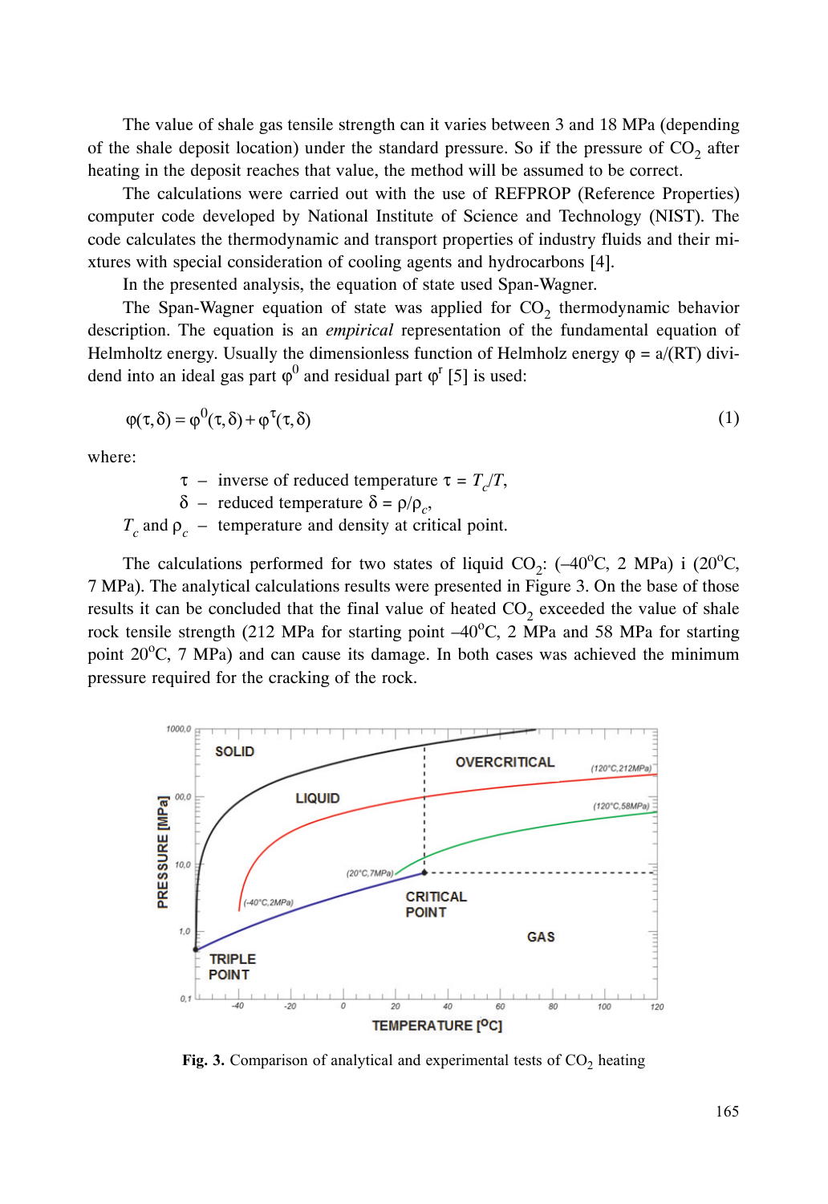The value of shale gas tensile strength can it varies between 3 and 18 MPa (depending of the shale deposit location) under the standard pressure. So if the pressure of $CO_2$ after heating in the deposit reaches that value, the method will be assumed to be correct.

The calculations were carried out with the use of REFPROP (Reference Properties) computer code developed by National Institute of Science and Technology (NIST). The code calculates the thermodynamic and transport properties of industry fluids and their mixtures with special consideration of cooling agents and hydrocarbons [4].

In the presented analysis, the equation of state used Span-Wagner.

The Span-Wagner equation of state was applied for $CO_2$ thermodynamic behavior description. The equation is an *empirical* representation of the fundamental equation of Helmholtz energy. Usually the dimensionless function of Helmholz energy $\varphi = a/(RT)$ dividend into an ideal gas part $\varphi^0$ and residual part $\varphi^r$ [5] is used:

$$\varphi(\tau,\delta) = \varphi^0(\tau,\delta) + \varphi^\tau(\tau,\delta) \tag{1}$$

where:

- $\tau$ – inverse of reduced temperature $\tau = T_c/T$,
- $\delta$ – reduced temperature $\delta = \rho/\rho_c$,
- $T_c$ and $\rho_c$ – temperature and density at critical point.

The calculations performed for two states of liquid $CO_2$: (–40°C, 2 MPa) i (20°C, 7 MPa). The analytical calculations results were presented in Figure 3. On the base of those results it can be concluded that the final value of heated $CO_2$ exceeded the value of shale rock tensile strength (212 MPa for starting point –40°C, 2 MPa and 58 MPa for starting point 20°C, 7 MPa) and can cause its damage. In both cases was achieved the minimum pressure required for the cracking of the rock.

**Fig. 3.** Comparison of analytical and experimental tests of $CO_2$ heating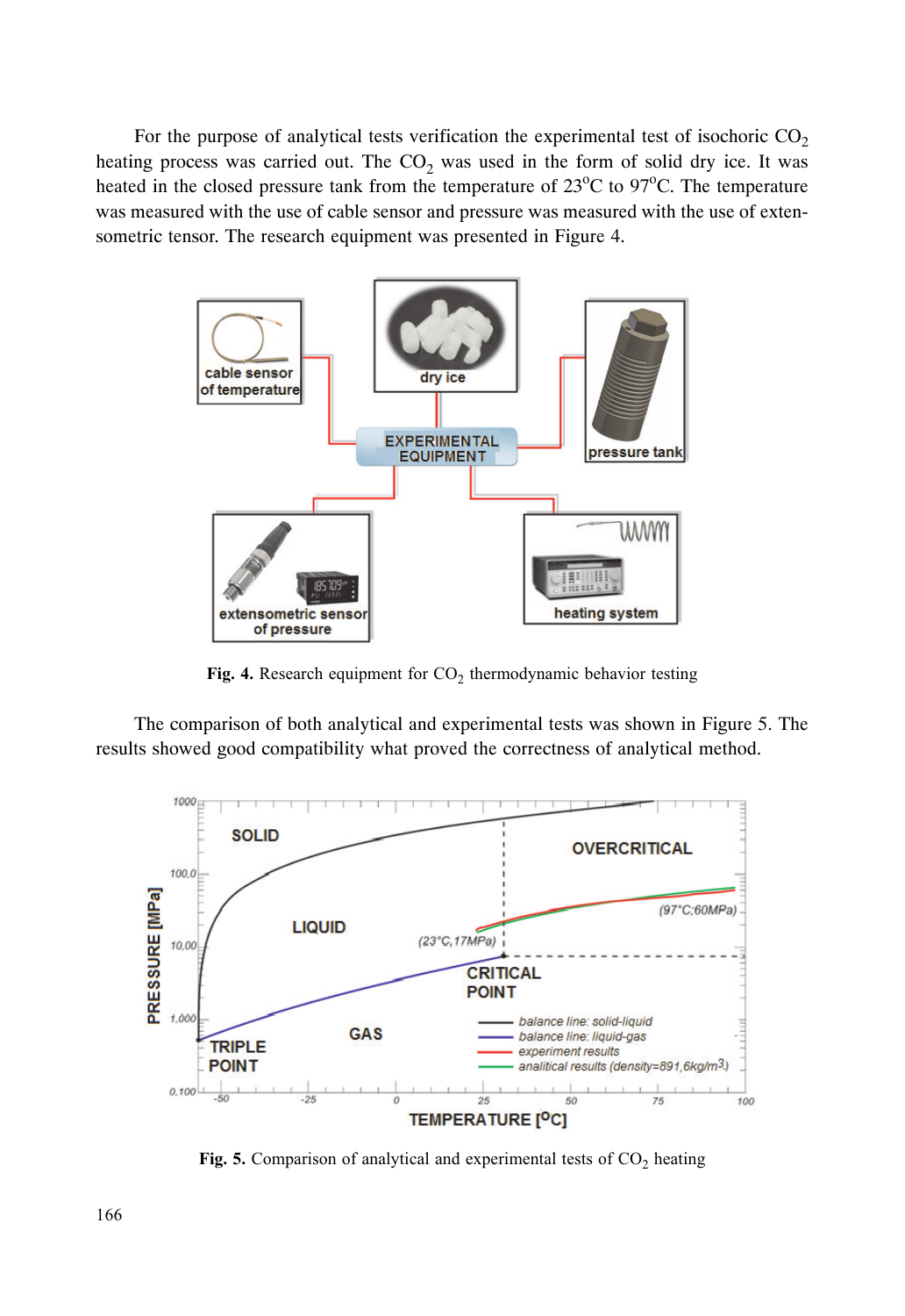For the purpose of analytical tests verification the experimental test of isochoric $CO_2$ heating process was carried out. The $CO_2$ was used in the form of solid dry ice. It was heated in the closed pressure tank from the temperature of 23°C to 97°C. The temperature was measured with the use of cable sensor and pressure was measured with the use of extensometric tensor. The research equipment was presented in Figure 4.

**Fig. 4.** Research equipment for $CO_2$ thermodynamic behavior testing

The comparison of both analytical and experimental tests was shown in Figure 5. The results showed good compatibility what proved the correctness of analytical method.

**Fig. 5.** Comparison of analytical and experimental tests of $CO_2$ heating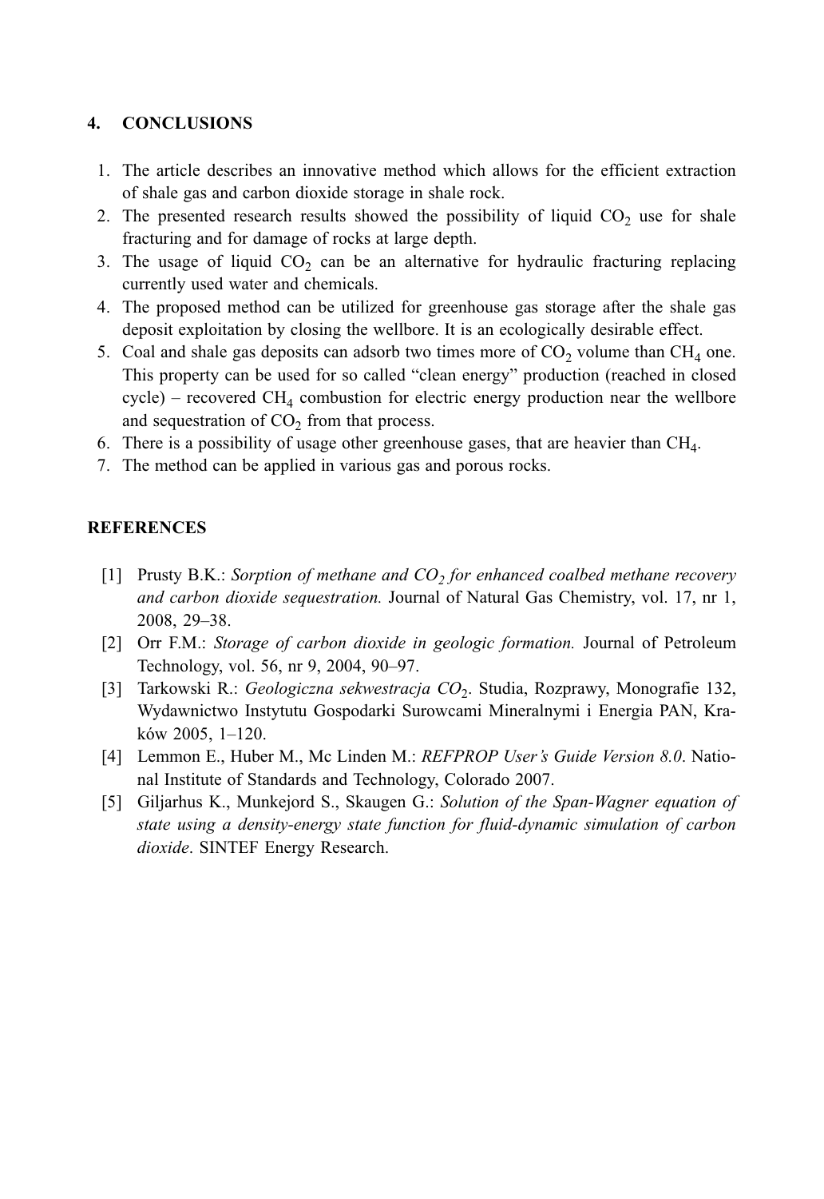## 4. CONCLUSIONS

1. The article describes an innovative method which allows for the efficient extraction of shale gas and carbon dioxide storage in shale rock.
2. The presented research results showed the possibility of liquid $CO_2$ use for shale fracturing and for damage of rocks at large depth.
3. The usage of liquid $CO_2$ can be an alternative for hydraulic fracturing replacing currently used water and chemicals.
4. The proposed method can be utilized for greenhouse gas storage after the shale gas deposit exploitation by closing the wellbore. It is an ecologically desirable effect.
5. Coal and shale gas deposits can adsorb two times more of $CO_2$ volume than $CH_4$ one. This property can be used for so called "clean energy" production (reached in closed cycle) – recovered $CH_4$ combustion for electric energy production near the wellbore and sequestration of $CO_2$ from that process.
6. There is a possibility of usage other greenhouse gases, that are heavier than $CH_4$.
7. The method can be applied in various gas and porous rocks.

## REFERENCES

[1] Prusty B.K.: *Sorption of methane and $CO_2$ for enhanced coalbed methane recovery and carbon dioxide sequestration.* Journal of Natural Gas Chemistry, vol. 17, nr 1, 2008, 29–38.

[2] Orr F.M.: *Storage of carbon dioxide in geologic formation.* Journal of Petroleum Technology, vol. 56, nr 9, 2004, 90–97.

[3] Tarkowski R.: *Geologiczna sekwestracja $CO_2$*. Studia, Rozprawy, Monografie 132, Wydawnictwo Instytutu Gospodarki Surowcami Mineralnymi i Energia PAN, Kraków 2005, 1–120.

[4] Lemmon E., Huber M., Mc Linden M.: *REFPROP User's Guide Version 8.0*. National Institute of Standards and Technology, Colorado 2007.

[5] Giljarhus K., Munkejord S., Skaugen G.: *Solution of the Span-Wagner equation of state using a density-energy state function for fluid-dynamic simulation of carbon dioxide*. SINTEF Energy Research.